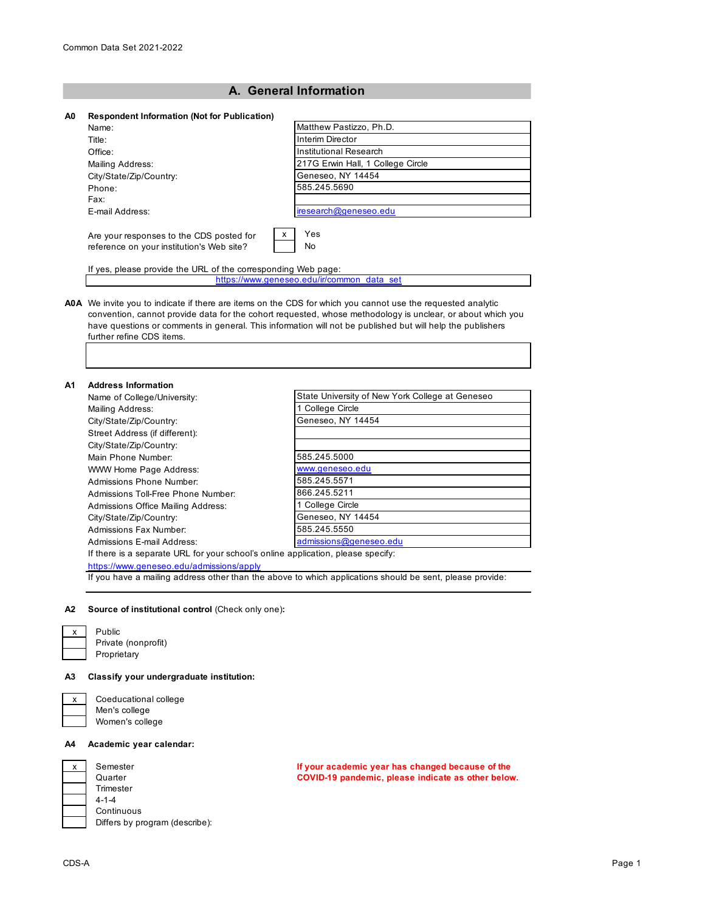Common Data Set 2021-2022

## A. General Information

### A0 Respondent Information (Not for Publication)

| | |
|---|---|
| Name: | Matthew Pastizzo, Ph.D. |
| Title: | Interim Director |
| Office: | Institutional Research |
| Mailing Address: | 217G Erwin Hall, 1 College Circle |
| City/State/Zip/Country: | Geneseo, NY 14454 |
| Phone: | 585.245.5690 |
| Fax: | |
| E-mail Address: | iresearch@geneseo.edu |

Are your responses to the CDS posted for reference on your institution's Web site?

| | |
|---|---|
| x | Yes |
| | No |

If yes, please provide the URL of the corresponding Web page:

https://www.geneseo.edu/ir/common_data_set

**A0A** We invite you to indicate if there are items on the CDS for which you cannot use the requested analytic convention, cannot provide data for the cohort requested, whose methodology is unclear, or about which you have questions or comments in general. This information will not be published but will help the publishers further refine CDS items.

### A1 Address Information

| | |
|---|---|
| Name of College/University: | State University of New York College at Geneseo |
| Mailing Address: | 1 College Circle |
| City/State/Zip/Country: | Geneseo, NY 14454 |
| Street Address (if different): | |
| City/State/Zip/Country: | |
| Main Phone Number: | 585.245.5000 |
| WWW Home Page Address: | www.geneseo.edu |
| Admissions Phone Number: | 585.245.5571 |
| Admissions Toll-Free Phone Number: | 866.245.5211 |
| Admissions Office Mailing Address: | 1 College Circle |
| City/State/Zip/Country: | Geneseo, NY 14454 |
| Admissions Fax Number: | 585.245.5550 |
| Admissions E-mail Address: | admissions@geneseo.edu |

If there is a separate URL for your school's online application, please specify:

https://www.geneseo.edu/admissions/apply

If you have a mailing address other than the above to which applications should be sent, please provide:

### A2 Source of institutional control (Check only one):

| | |
|---|---|
| x | Public |
| | Private (nonprofit) |
| | Proprietary |

### A3 Classify your undergraduate institution:

| | |
|---|---|
| x | Coeducational college |
| | Men's college |
| | Women's college |

### A4 Academic year calendar:

**If your academic year has changed because of the COVID-19 pandemic, please indicate as other below.**

| | |
|---|---|
| x | Semester |
| | Quarter |
| | Trimester |
| | 4-1-4 |
| | Continuous |
| | Differs by program (describe): |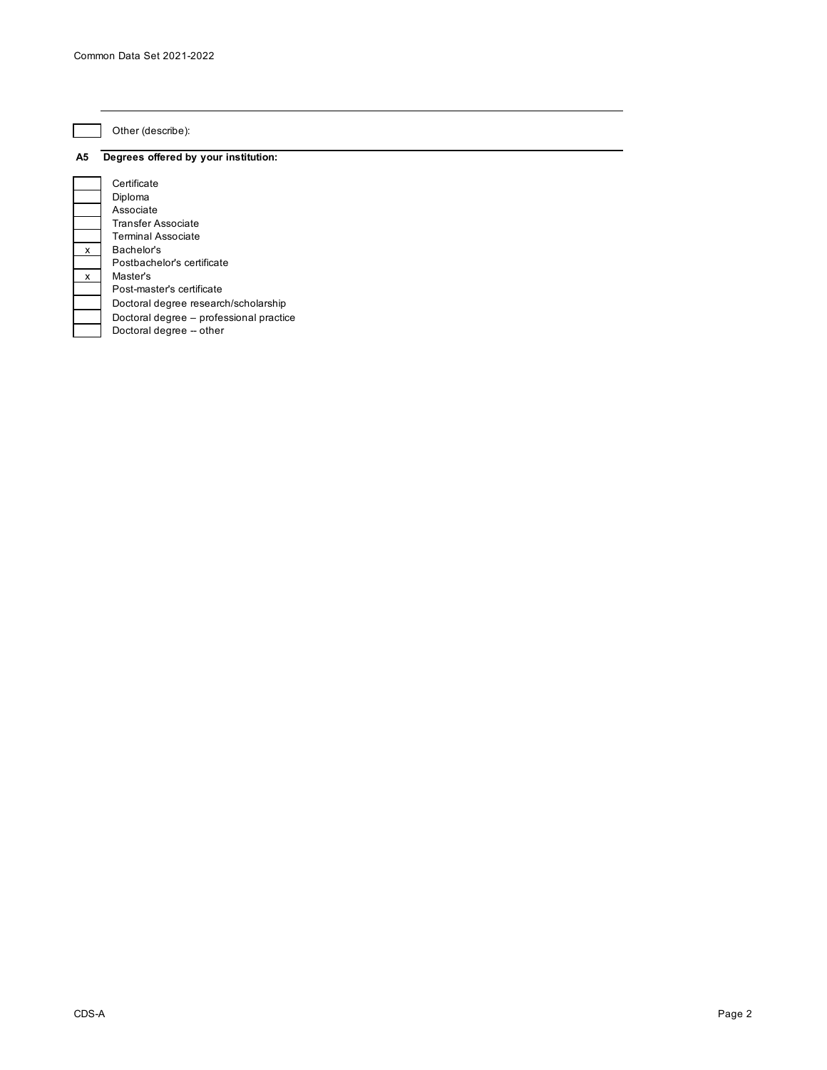| | |
|---|---|
| | Other (describe): |

**A5 Degrees offered by your institution:**

| | |
|---|---|
| | Certificate |
| | Diploma |
| | Associate |
| | Transfer Associate |
| | Terminal Associate |
| x | Bachelor's |
| | Postbachelor's certificate |
| x | Master's |
| | Post-master's certificate |
| | Doctoral degree research/scholarship |
| | Doctoral degree – professional practice |
| | Doctoral degree -- other |